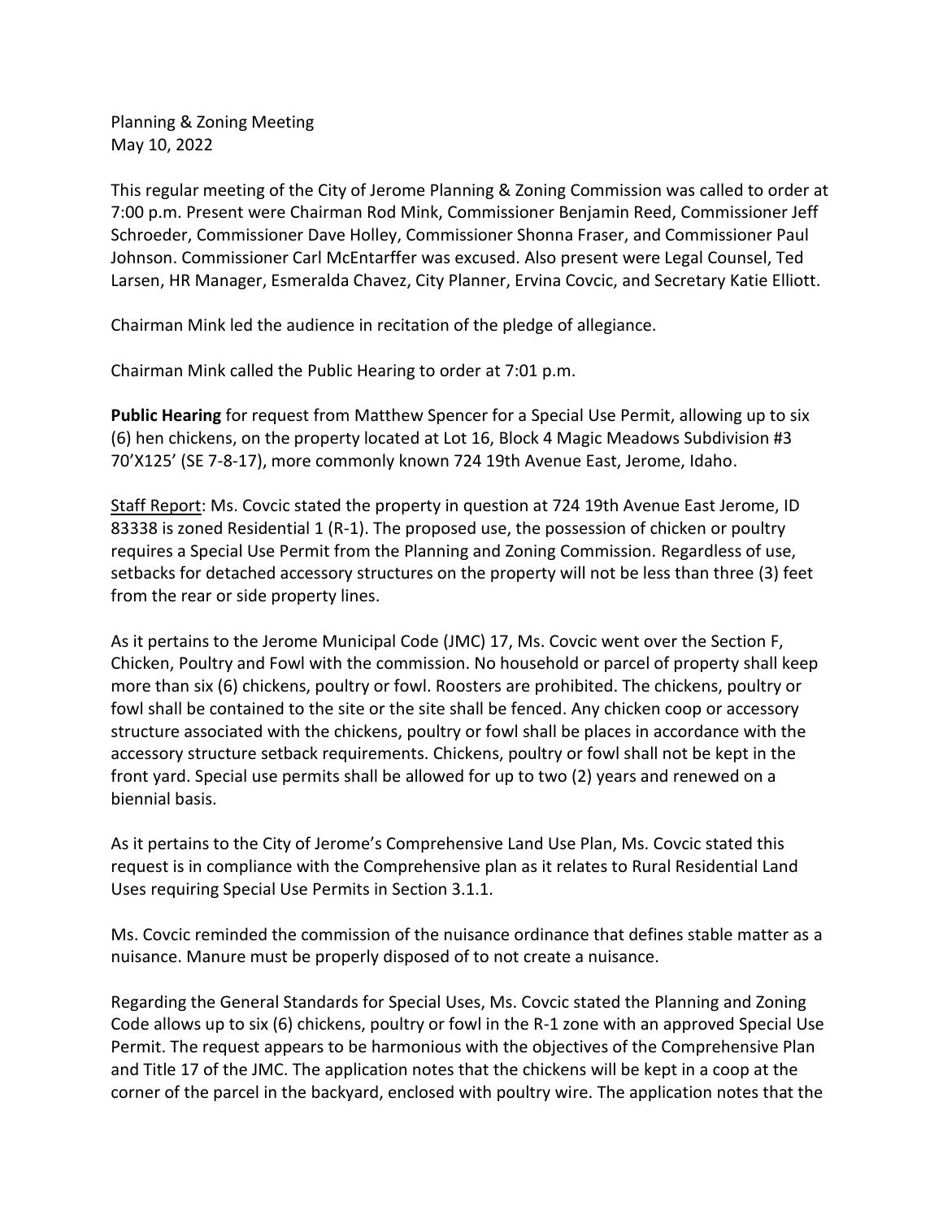Planning & Zoning Meeting
May 10, 2022

This regular meeting of the City of Jerome Planning & Zoning Commission was called to order at 7:00 p.m. Present were Chairman Rod Mink, Commissioner Benjamin Reed, Commissioner Jeff Schroeder, Commissioner Dave Holley, Commissioner Shonna Fraser, and Commissioner Paul Johnson. Commissioner Carl McEntarffer was excused. Also present were Legal Counsel, Ted Larsen, HR Manager, Esmeralda Chavez, City Planner, Ervina Covcic, and Secretary Katie Elliott.

Chairman Mink led the audience in recitation of the pledge of allegiance.

Chairman Mink called the Public Hearing to order at 7:01 p.m.

**Public Hearing** for request from Matthew Spencer for a Special Use Permit, allowing up to six (6) hen chickens, on the property located at Lot 16, Block 4 Magic Meadows Subdivision #3 70'X125' (SE 7-8-17), more commonly known 724 19th Avenue East, Jerome, Idaho.

Staff Report: Ms. Covcic stated the property in question at 724 19th Avenue East Jerome, ID 83338 is zoned Residential 1 (R-1). The proposed use, the possession of chicken or poultry requires a Special Use Permit from the Planning and Zoning Commission. Regardless of use, setbacks for detached accessory structures on the property will not be less than three (3) feet from the rear or side property lines.

As it pertains to the Jerome Municipal Code (JMC) 17, Ms. Covcic went over the Section F, Chicken, Poultry and Fowl with the commission. No household or parcel of property shall keep more than six (6) chickens, poultry or fowl. Roosters are prohibited. The chickens, poultry or fowl shall be contained to the site or the site shall be fenced. Any chicken coop or accessory structure associated with the chickens, poultry or fowl shall be places in accordance with the accessory structure setback requirements. Chickens, poultry or fowl shall not be kept in the front yard. Special use permits shall be allowed for up to two (2) years and renewed on a biennial basis.

As it pertains to the City of Jerome's Comprehensive Land Use Plan, Ms. Covcic stated this request is in compliance with the Comprehensive plan as it relates to Rural Residential Land Uses requiring Special Use Permits in Section 3.1.1.

Ms. Covcic reminded the commission of the nuisance ordinance that defines stable matter as a nuisance. Manure must be properly disposed of to not create a nuisance.

Regarding the General Standards for Special Uses, Ms. Covcic stated the Planning and Zoning Code allows up to six (6) chickens, poultry or fowl in the R-1 zone with an approved Special Use Permit. The request appears to be harmonious with the objectives of the Comprehensive Plan and Title 17 of the JMC. The application notes that the chickens will be kept in a coop at the corner of the parcel in the backyard, enclosed with poultry wire. The application notes that the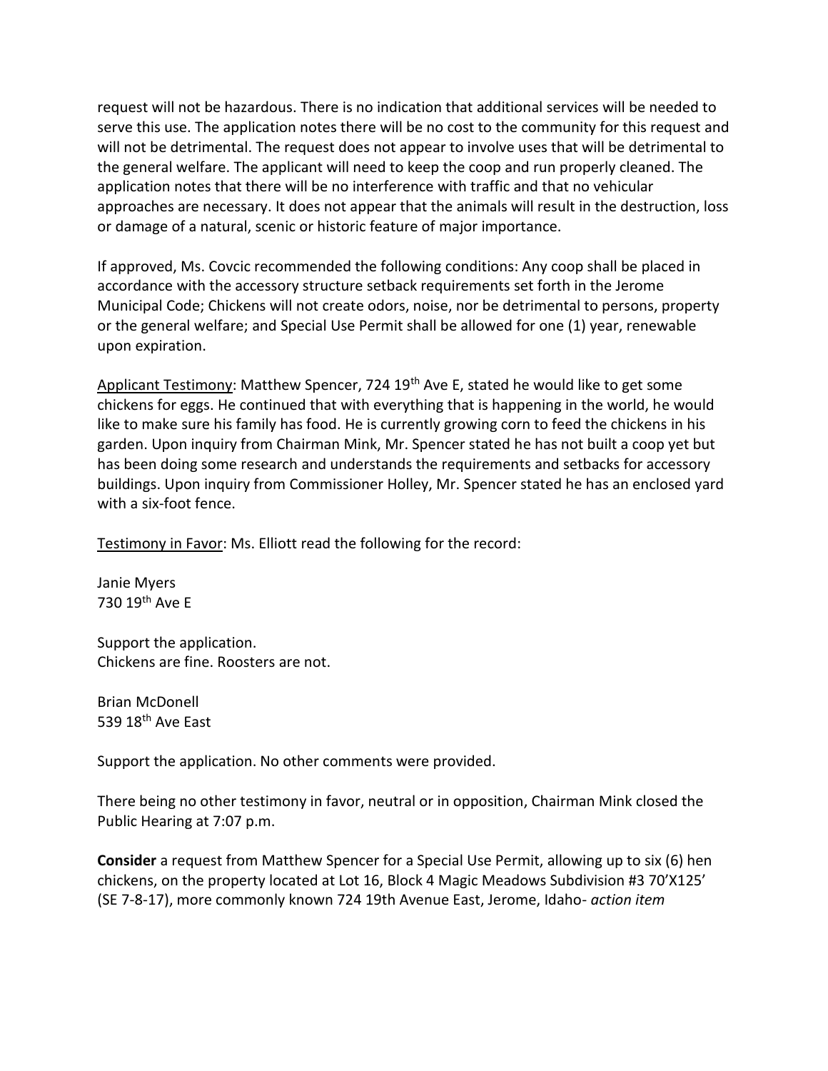request will not be hazardous. There is no indication that additional services will be needed to serve this use. The application notes there will be no cost to the community for this request and will not be detrimental. The request does not appear to involve uses that will be detrimental to the general welfare. The applicant will need to keep the coop and run properly cleaned. The application notes that there will be no interference with traffic and that no vehicular approaches are necessary. It does not appear that the animals will result in the destruction, loss or damage of a natural, scenic or historic feature of major importance.

If approved, Ms. Covcic recommended the following conditions: Any coop shall be placed in accordance with the accessory structure setback requirements set forth in the Jerome Municipal Code; Chickens will not create odors, noise, nor be detrimental to persons, property or the general welfare; and Special Use Permit shall be allowed for one (1) year, renewable upon expiration.

Applicant Testimony: Matthew Spencer, 724 19th Ave E, stated he would like to get some chickens for eggs. He continued that with everything that is happening in the world, he would like to make sure his family has food. He is currently growing corn to feed the chickens in his garden. Upon inquiry from Chairman Mink, Mr. Spencer stated he has not built a coop yet but has been doing some research and understands the requirements and setbacks for accessory buildings. Upon inquiry from Commissioner Holley, Mr. Spencer stated he has an enclosed yard with a six-foot fence.

Testimony in Favor: Ms. Elliott read the following for the record:

Janie Myers
730 19th Ave E

Support the application.
Chickens are fine. Roosters are not.

Brian McDonell
539 18th Ave East

Support the application. No other comments were provided.

There being no other testimony in favor, neutral or in opposition, Chairman Mink closed the Public Hearing at 7:07 p.m.

**Consider** a request from Matthew Spencer for a Special Use Permit, allowing up to six (6) hen chickens, on the property located at Lot 16, Block 4 Magic Meadows Subdivision #3 70'X125' (SE 7-8-17), more commonly known 724 19th Avenue East, Jerome, Idaho- *action item*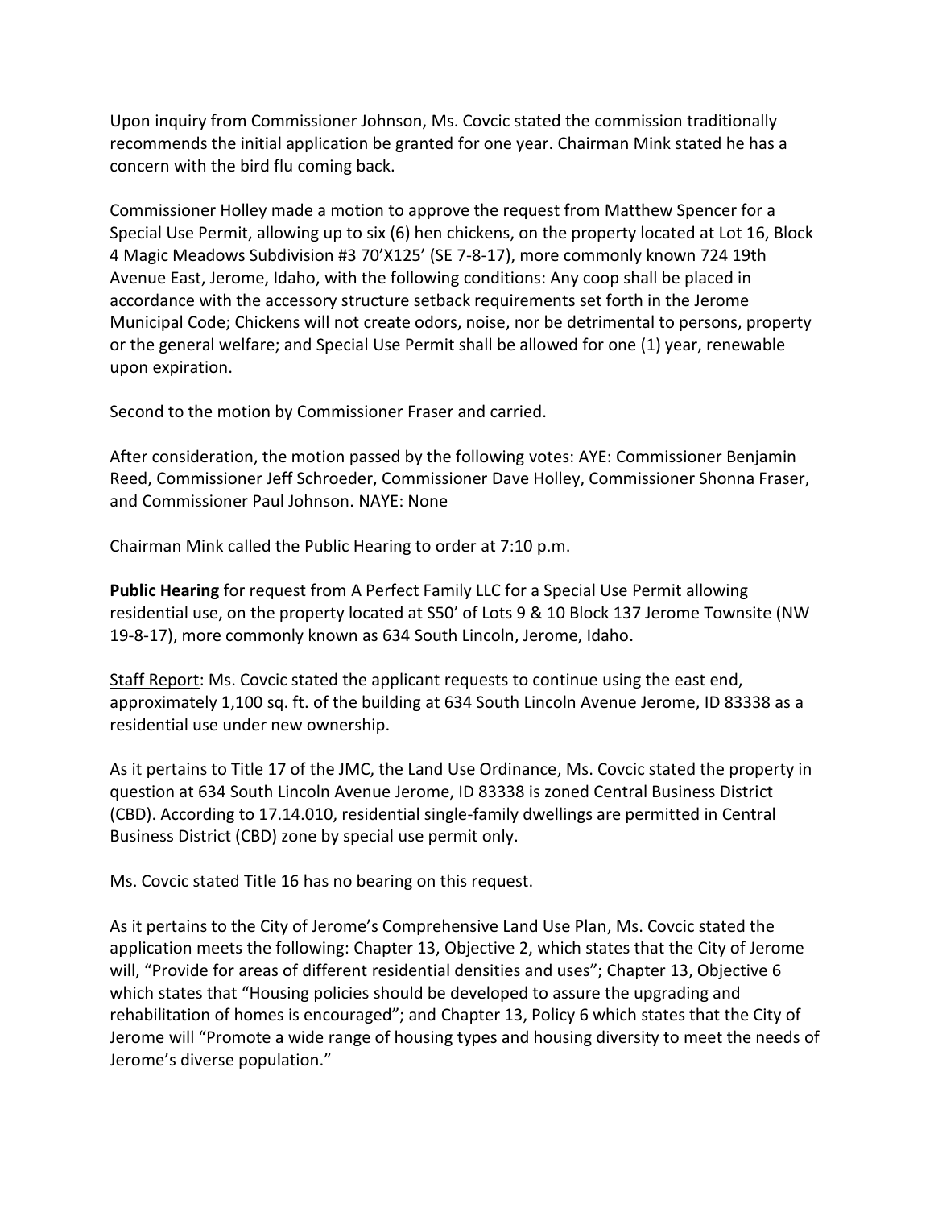Upon inquiry from Commissioner Johnson, Ms. Covcic stated the commission traditionally recommends the initial application be granted for one year. Chairman Mink stated he has a concern with the bird flu coming back.

Commissioner Holley made a motion to approve the request from Matthew Spencer for a Special Use Permit, allowing up to six (6) hen chickens, on the property located at Lot 16, Block 4 Magic Meadows Subdivision #3 70'X125' (SE 7-8-17), more commonly known 724 19th Avenue East, Jerome, Idaho, with the following conditions: Any coop shall be placed in accordance with the accessory structure setback requirements set forth in the Jerome Municipal Code; Chickens will not create odors, noise, nor be detrimental to persons, property or the general welfare; and Special Use Permit shall be allowed for one (1) year, renewable upon expiration.

Second to the motion by Commissioner Fraser and carried.

After consideration, the motion passed by the following votes: AYE: Commissioner Benjamin Reed, Commissioner Jeff Schroeder, Commissioner Dave Holley, Commissioner Shonna Fraser, and Commissioner Paul Johnson. NAYE: None

Chairman Mink called the Public Hearing to order at 7:10 p.m.

**Public Hearing** for request from A Perfect Family LLC for a Special Use Permit allowing residential use, on the property located at S50' of Lots 9 & 10 Block 137 Jerome Townsite (NW 19-8-17), more commonly known as 634 South Lincoln, Jerome, Idaho.

Staff Report: Ms. Covcic stated the applicant requests to continue using the east end, approximately 1,100 sq. ft. of the building at 634 South Lincoln Avenue Jerome, ID 83338 as a residential use under new ownership.

As it pertains to Title 17 of the JMC, the Land Use Ordinance, Ms. Covcic stated the property in question at 634 South Lincoln Avenue Jerome, ID 83338 is zoned Central Business District (CBD). According to 17.14.010, residential single-family dwellings are permitted in Central Business District (CBD) zone by special use permit only.

Ms. Covcic stated Title 16 has no bearing on this request.

As it pertains to the City of Jerome's Comprehensive Land Use Plan, Ms. Covcic stated the application meets the following: Chapter 13, Objective 2, which states that the City of Jerome will, "Provide for areas of different residential densities and uses"; Chapter 13, Objective 6 which states that "Housing policies should be developed to assure the upgrading and rehabilitation of homes is encouraged"; and Chapter 13, Policy 6 which states that the City of Jerome will "Promote a wide range of housing types and housing diversity to meet the needs of Jerome's diverse population."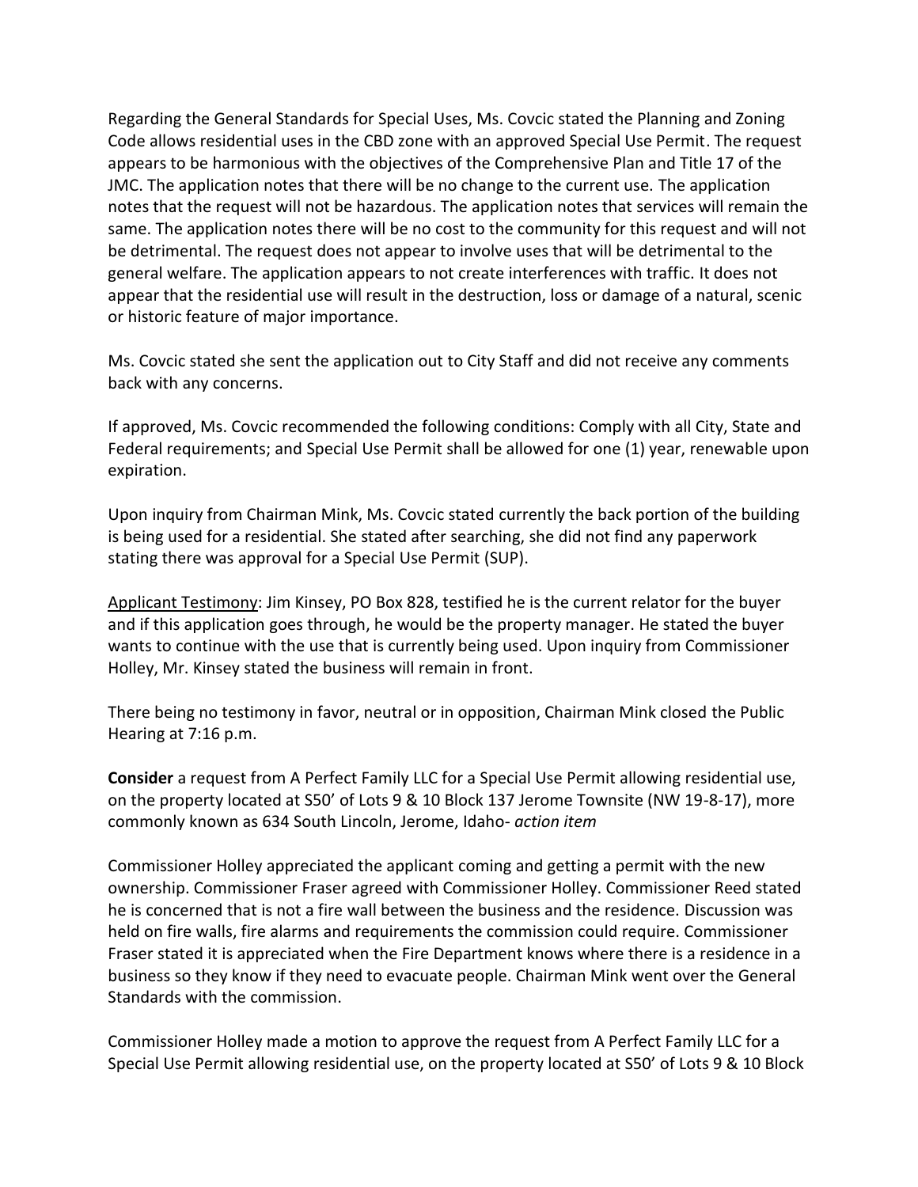Regarding the General Standards for Special Uses, Ms. Covcic stated the Planning and Zoning Code allows residential uses in the CBD zone with an approved Special Use Permit. The request appears to be harmonious with the objectives of the Comprehensive Plan and Title 17 of the JMC. The application notes that there will be no change to the current use. The application notes that the request will not be hazardous. The application notes that services will remain the same. The application notes there will be no cost to the community for this request and will not be detrimental. The request does not appear to involve uses that will be detrimental to the general welfare. The application appears to not create interferences with traffic. It does not appear that the residential use will result in the destruction, loss or damage of a natural, scenic or historic feature of major importance.

Ms. Covcic stated she sent the application out to City Staff and did not receive any comments back with any concerns.

If approved, Ms. Covcic recommended the following conditions: Comply with all City, State and Federal requirements; and Special Use Permit shall be allowed for one (1) year, renewable upon expiration.

Upon inquiry from Chairman Mink, Ms. Covcic stated currently the back portion of the building is being used for a residential. She stated after searching, she did not find any paperwork stating there was approval for a Special Use Permit (SUP).

Applicant Testimony: Jim Kinsey, PO Box 828, testified he is the current relator for the buyer and if this application goes through, he would be the property manager. He stated the buyer wants to continue with the use that is currently being used. Upon inquiry from Commissioner Holley, Mr. Kinsey stated the business will remain in front.

There being no testimony in favor, neutral or in opposition, Chairman Mink closed the Public Hearing at 7:16 p.m.

**Consider** a request from A Perfect Family LLC for a Special Use Permit allowing residential use, on the property located at S50' of Lots 9 & 10 Block 137 Jerome Townsite (NW 19-8-17), more commonly known as 634 South Lincoln, Jerome, Idaho- *action item*

Commissioner Holley appreciated the applicant coming and getting a permit with the new ownership. Commissioner Fraser agreed with Commissioner Holley. Commissioner Reed stated he is concerned that is not a fire wall between the business and the residence. Discussion was held on fire walls, fire alarms and requirements the commission could require. Commissioner Fraser stated it is appreciated when the Fire Department knows where there is a residence in a business so they know if they need to evacuate people. Chairman Mink went over the General Standards with the commission.

Commissioner Holley made a motion to approve the request from A Perfect Family LLC for a Special Use Permit allowing residential use, on the property located at S50' of Lots 9 & 10 Block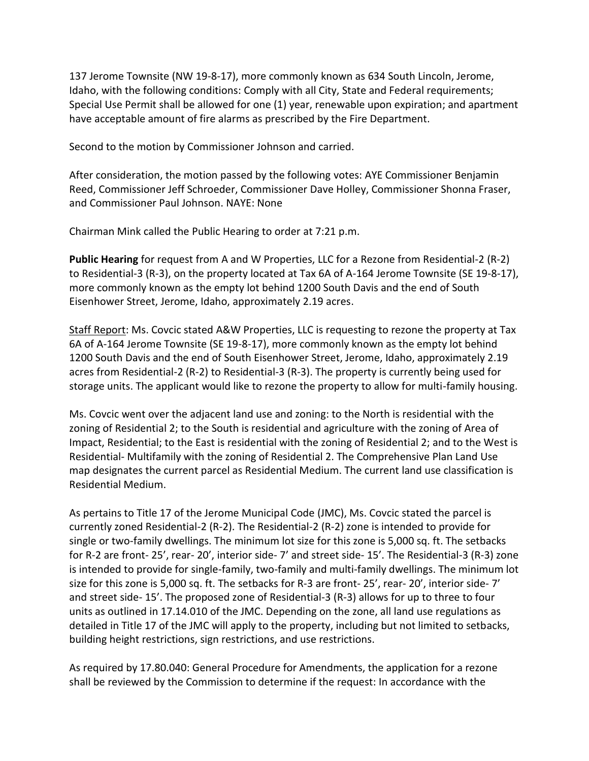137 Jerome Townsite (NW 19-8-17), more commonly known as 634 South Lincoln, Jerome, Idaho, with the following conditions: Comply with all City, State and Federal requirements; Special Use Permit shall be allowed for one (1) year, renewable upon expiration; and apartment have acceptable amount of fire alarms as prescribed by the Fire Department.

Second to the motion by Commissioner Johnson and carried.

After consideration, the motion passed by the following votes: AYE Commissioner Benjamin Reed, Commissioner Jeff Schroeder, Commissioner Dave Holley, Commissioner Shonna Fraser, and Commissioner Paul Johnson. NAYE: None

Chairman Mink called the Public Hearing to order at 7:21 p.m.

**Public Hearing** for request from A and W Properties, LLC for a Rezone from Residential-2 (R-2) to Residential-3 (R-3), on the property located at Tax 6A of A-164 Jerome Townsite (SE 19-8-17), more commonly known as the empty lot behind 1200 South Davis and the end of South Eisenhower Street, Jerome, Idaho, approximately 2.19 acres.

Staff Report: Ms. Covcic stated A&W Properties, LLC is requesting to rezone the property at Tax 6A of A-164 Jerome Townsite (SE 19-8-17), more commonly known as the empty lot behind 1200 South Davis and the end of South Eisenhower Street, Jerome, Idaho, approximately 2.19 acres from Residential-2 (R-2) to Residential-3 (R-3). The property is currently being used for storage units. The applicant would like to rezone the property to allow for multi-family housing.

Ms. Covcic went over the adjacent land use and zoning: to the North is residential with the zoning of Residential 2; to the South is residential and agriculture with the zoning of Area of Impact, Residential; to the East is residential with the zoning of Residential 2; and to the West is Residential- Multifamily with the zoning of Residential 2. The Comprehensive Plan Land Use map designates the current parcel as Residential Medium. The current land use classification is Residential Medium.

As pertains to Title 17 of the Jerome Municipal Code (JMC), Ms. Covcic stated the parcel is currently zoned Residential-2 (R-2). The Residential-2 (R-2) zone is intended to provide for single or two-family dwellings. The minimum lot size for this zone is 5,000 sq. ft. The setbacks for R-2 are front- 25', rear- 20', interior side- 7' and street side- 15'. The Residential-3 (R-3) zone is intended to provide for single-family, two-family and multi-family dwellings. The minimum lot size for this zone is 5,000 sq. ft. The setbacks for R-3 are front- 25', rear- 20', interior side- 7' and street side- 15'. The proposed zone of Residential-3 (R-3) allows for up to three to four units as outlined in 17.14.010 of the JMC. Depending on the zone, all land use regulations as detailed in Title 17 of the JMC will apply to the property, including but not limited to setbacks, building height restrictions, sign restrictions, and use restrictions.

As required by 17.80.040: General Procedure for Amendments, the application for a rezone shall be reviewed by the Commission to determine if the request: In accordance with the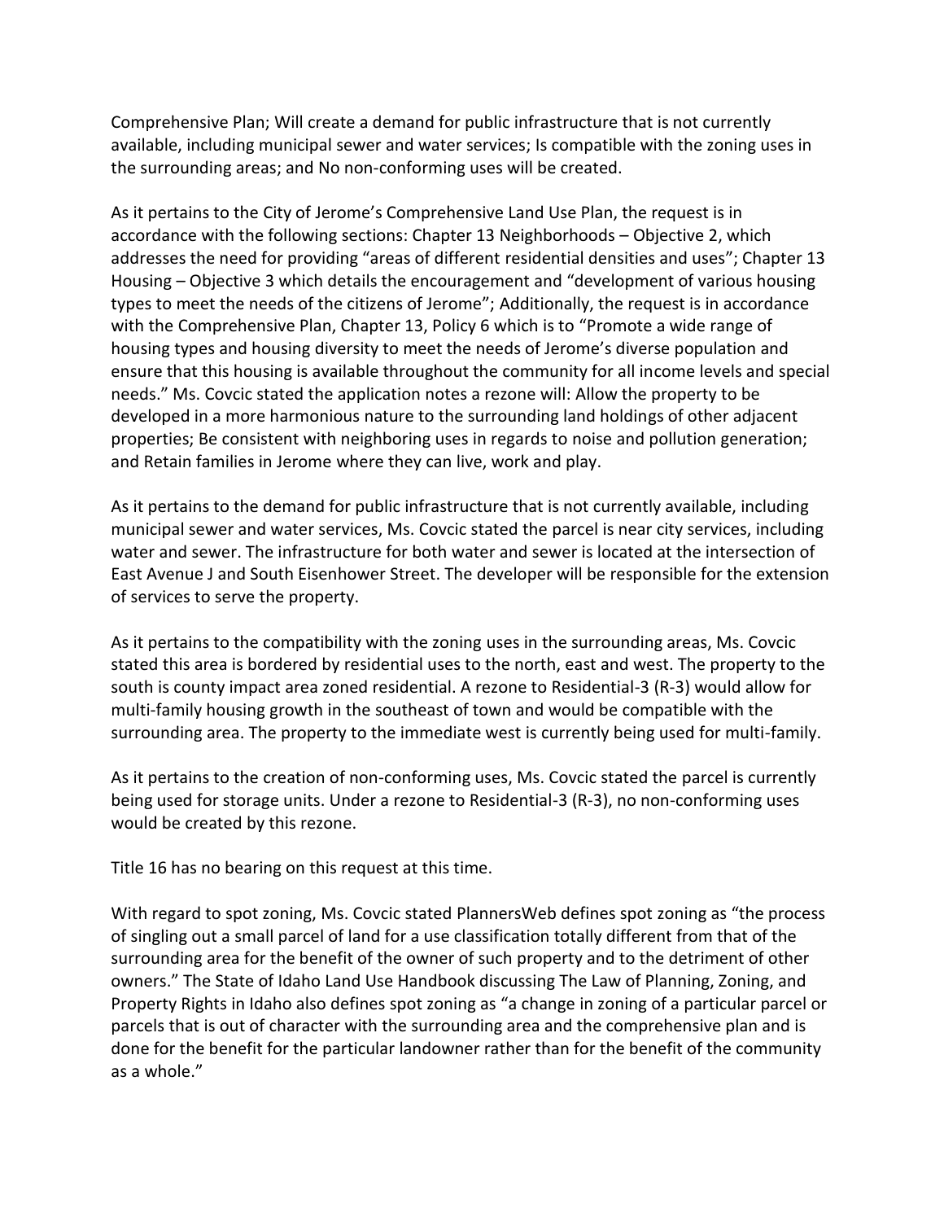Comprehensive Plan; Will create a demand for public infrastructure that is not currently available, including municipal sewer and water services; Is compatible with the zoning uses in the surrounding areas; and No non-conforming uses will be created.

As it pertains to the City of Jerome's Comprehensive Land Use Plan, the request is in accordance with the following sections: Chapter 13 Neighborhoods – Objective 2, which addresses the need for providing "areas of different residential densities and uses"; Chapter 13 Housing – Objective 3 which details the encouragement and "development of various housing types to meet the needs of the citizens of Jerome"; Additionally, the request is in accordance with the Comprehensive Plan, Chapter 13, Policy 6 which is to "Promote a wide range of housing types and housing diversity to meet the needs of Jerome's diverse population and ensure that this housing is available throughout the community for all income levels and special needs." Ms. Covcic stated the application notes a rezone will: Allow the property to be developed in a more harmonious nature to the surrounding land holdings of other adjacent properties; Be consistent with neighboring uses in regards to noise and pollution generation; and Retain families in Jerome where they can live, work and play.

As it pertains to the demand for public infrastructure that is not currently available, including municipal sewer and water services, Ms. Covcic stated the parcel is near city services, including water and sewer. The infrastructure for both water and sewer is located at the intersection of East Avenue J and South Eisenhower Street. The developer will be responsible for the extension of services to serve the property.

As it pertains to the compatibility with the zoning uses in the surrounding areas, Ms. Covcic stated this area is bordered by residential uses to the north, east and west. The property to the south is county impact area zoned residential. A rezone to Residential-3 (R-3) would allow for multi-family housing growth in the southeast of town and would be compatible with the surrounding area. The property to the immediate west is currently being used for multi-family.

As it pertains to the creation of non-conforming uses, Ms. Covcic stated the parcel is currently being used for storage units. Under a rezone to Residential-3 (R-3), no non-conforming uses would be created by this rezone.

Title 16 has no bearing on this request at this time.

With regard to spot zoning, Ms. Covcic stated PlannersWeb defines spot zoning as "the process of singling out a small parcel of land for a use classification totally different from that of the surrounding area for the benefit of the owner of such property and to the detriment of other owners." The State of Idaho Land Use Handbook discussing The Law of Planning, Zoning, and Property Rights in Idaho also defines spot zoning as "a change in zoning of a particular parcel or parcels that is out of character with the surrounding area and the comprehensive plan and is done for the benefit for the particular landowner rather than for the benefit of the community as a whole."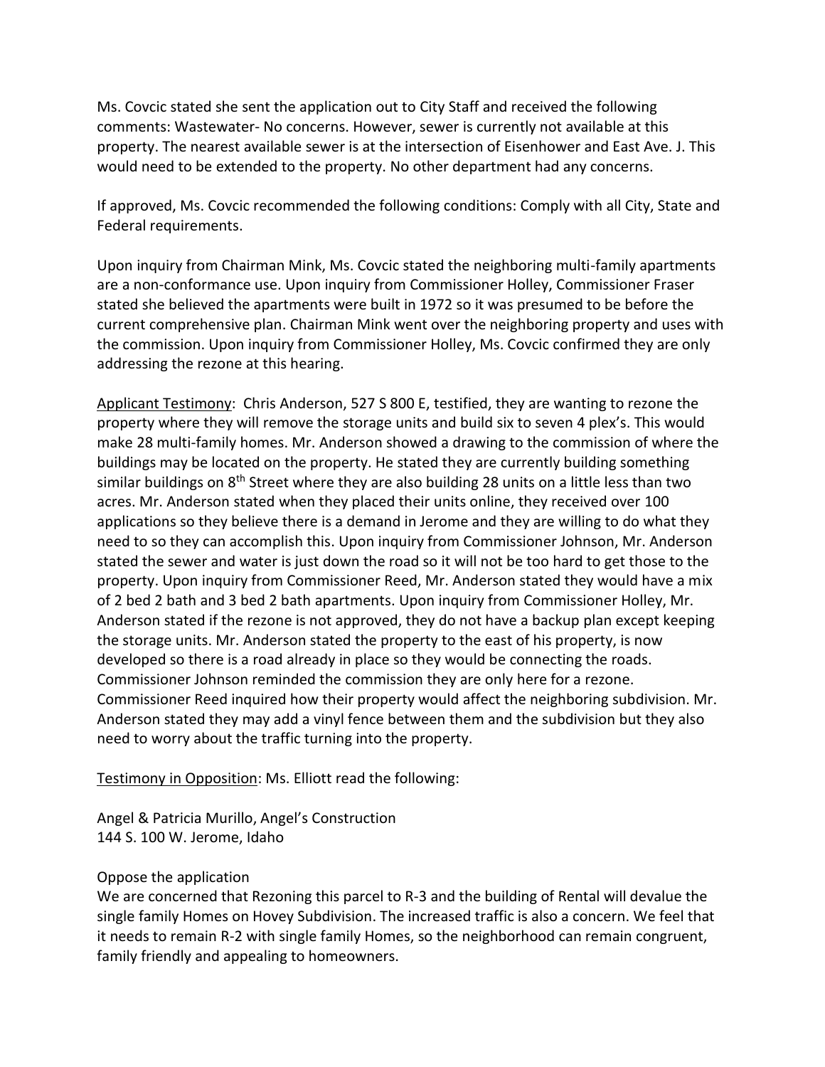Ms. Covcic stated she sent the application out to City Staff and received the following comments: Wastewater- No concerns. However, sewer is currently not available at this property. The nearest available sewer is at the intersection of Eisenhower and East Ave. J. This would need to be extended to the property. No other department had any concerns.

If approved, Ms. Covcic recommended the following conditions: Comply with all City, State and Federal requirements.

Upon inquiry from Chairman Mink, Ms. Covcic stated the neighboring multi-family apartments are a non-conformance use. Upon inquiry from Commissioner Holley, Commissioner Fraser stated she believed the apartments were built in 1972 so it was presumed to be before the current comprehensive plan. Chairman Mink went over the neighboring property and uses with the commission. Upon inquiry from Commissioner Holley, Ms. Covcic confirmed they are only addressing the rezone at this hearing.

Applicant Testimony: Chris Anderson, 527 S 800 E, testified, they are wanting to rezone the property where they will remove the storage units and build six to seven 4 plex's. This would make 28 multi-family homes. Mr. Anderson showed a drawing to the commission of where the buildings may be located on the property. He stated they are currently building something similar buildings on 8th Street where they are also building 28 units on a little less than two acres. Mr. Anderson stated when they placed their units online, they received over 100 applications so they believe there is a demand in Jerome and they are willing to do what they need to so they can accomplish this. Upon inquiry from Commissioner Johnson, Mr. Anderson stated the sewer and water is just down the road so it will not be too hard to get those to the property. Upon inquiry from Commissioner Reed, Mr. Anderson stated they would have a mix of 2 bed 2 bath and 3 bed 2 bath apartments. Upon inquiry from Commissioner Holley, Mr. Anderson stated if the rezone is not approved, they do not have a backup plan except keeping the storage units. Mr. Anderson stated the property to the east of his property, is now developed so there is a road already in place so they would be connecting the roads. Commissioner Johnson reminded the commission they are only here for a rezone. Commissioner Reed inquired how their property would affect the neighboring subdivision. Mr. Anderson stated they may add a vinyl fence between them and the subdivision but they also need to worry about the traffic turning into the property.

Testimony in Opposition: Ms. Elliott read the following:

Angel & Patricia Murillo, Angel's Construction
144 S. 100 W. Jerome, Idaho

Oppose the application
We are concerned that Rezoning this parcel to R-3 and the building of Rental will devalue the single family Homes on Hovey Subdivision. The increased traffic is also a concern. We feel that it needs to remain R-2 with single family Homes, so the neighborhood can remain congruent, family friendly and appealing to homeowners.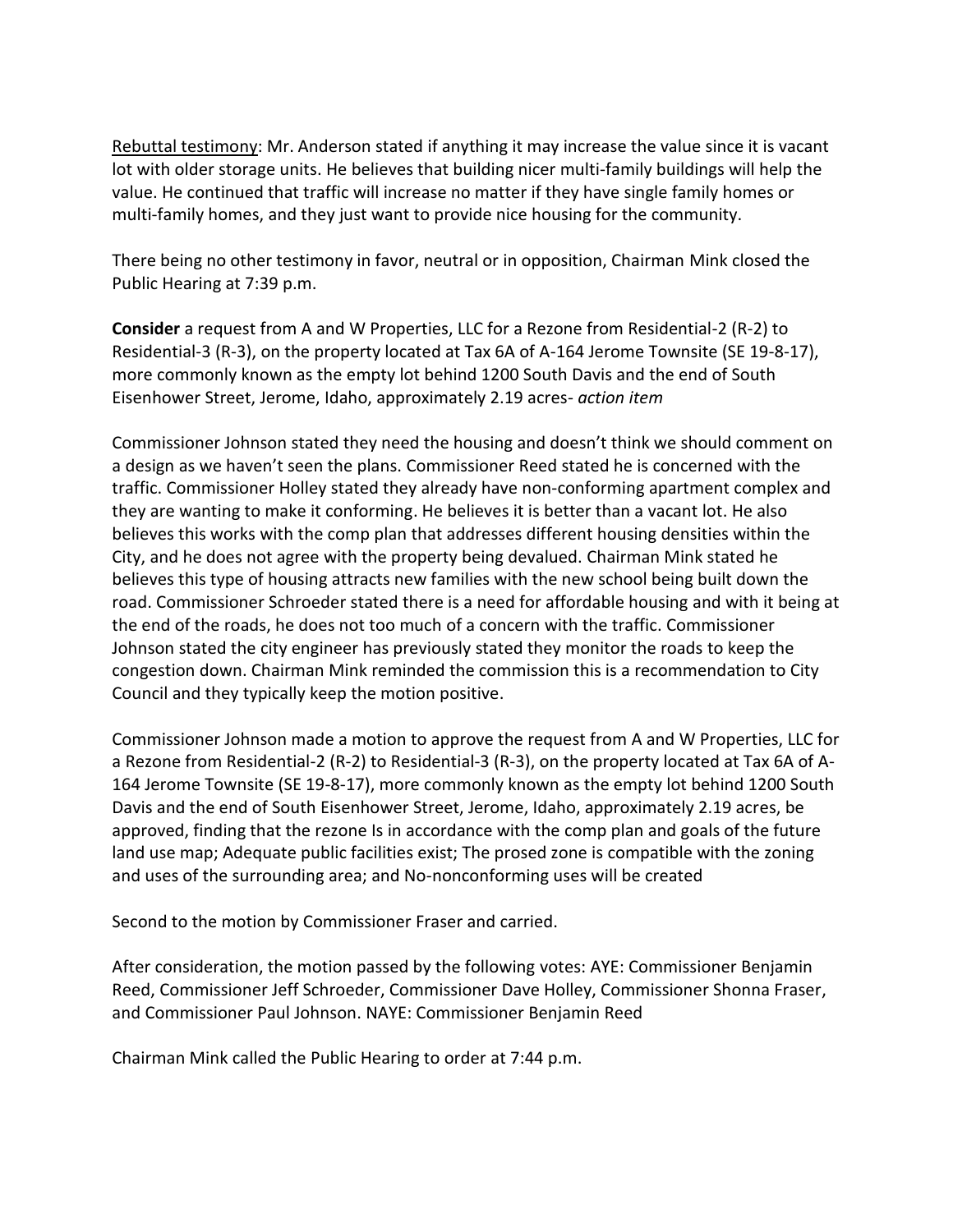Rebuttal testimony: Mr. Anderson stated if anything it may increase the value since it is vacant lot with older storage units. He believes that building nicer multi-family buildings will help the value. He continued that traffic will increase no matter if they have single family homes or multi-family homes, and they just want to provide nice housing for the community.

There being no other testimony in favor, neutral or in opposition, Chairman Mink closed the Public Hearing at 7:39 p.m.

**Consider** a request from A and W Properties, LLC for a Rezone from Residential-2 (R-2) to Residential-3 (R-3), on the property located at Tax 6A of A-164 Jerome Townsite (SE 19-8-17), more commonly known as the empty lot behind 1200 South Davis and the end of South Eisenhower Street, Jerome, Idaho, approximately 2.19 acres- *action item*

Commissioner Johnson stated they need the housing and doesn't think we should comment on a design as we haven't seen the plans. Commissioner Reed stated he is concerned with the traffic. Commissioner Holley stated they already have non-conforming apartment complex and they are wanting to make it conforming. He believes it is better than a vacant lot. He also believes this works with the comp plan that addresses different housing densities within the City, and he does not agree with the property being devalued. Chairman Mink stated he believes this type of housing attracts new families with the new school being built down the road. Commissioner Schroeder stated there is a need for affordable housing and with it being at the end of the roads, he does not too much of a concern with the traffic. Commissioner Johnson stated the city engineer has previously stated they monitor the roads to keep the congestion down. Chairman Mink reminded the commission this is a recommendation to City Council and they typically keep the motion positive.

Commissioner Johnson made a motion to approve the request from A and W Properties, LLC for a Rezone from Residential-2 (R-2) to Residential-3 (R-3), on the property located at Tax 6A of A-164 Jerome Townsite (SE 19-8-17), more commonly known as the empty lot behind 1200 South Davis and the end of South Eisenhower Street, Jerome, Idaho, approximately 2.19 acres, be approved, finding that the rezone Is in accordance with the comp plan and goals of the future land use map; Adequate public facilities exist; The prosed zone is compatible with the zoning and uses of the surrounding area; and No-nonconforming uses will be created

Second to the motion by Commissioner Fraser and carried.

After consideration, the motion passed by the following votes: AYE: Commissioner Benjamin Reed, Commissioner Jeff Schroeder, Commissioner Dave Holley, Commissioner Shonna Fraser, and Commissioner Paul Johnson. NAYE: Commissioner Benjamin Reed

Chairman Mink called the Public Hearing to order at 7:44 p.m.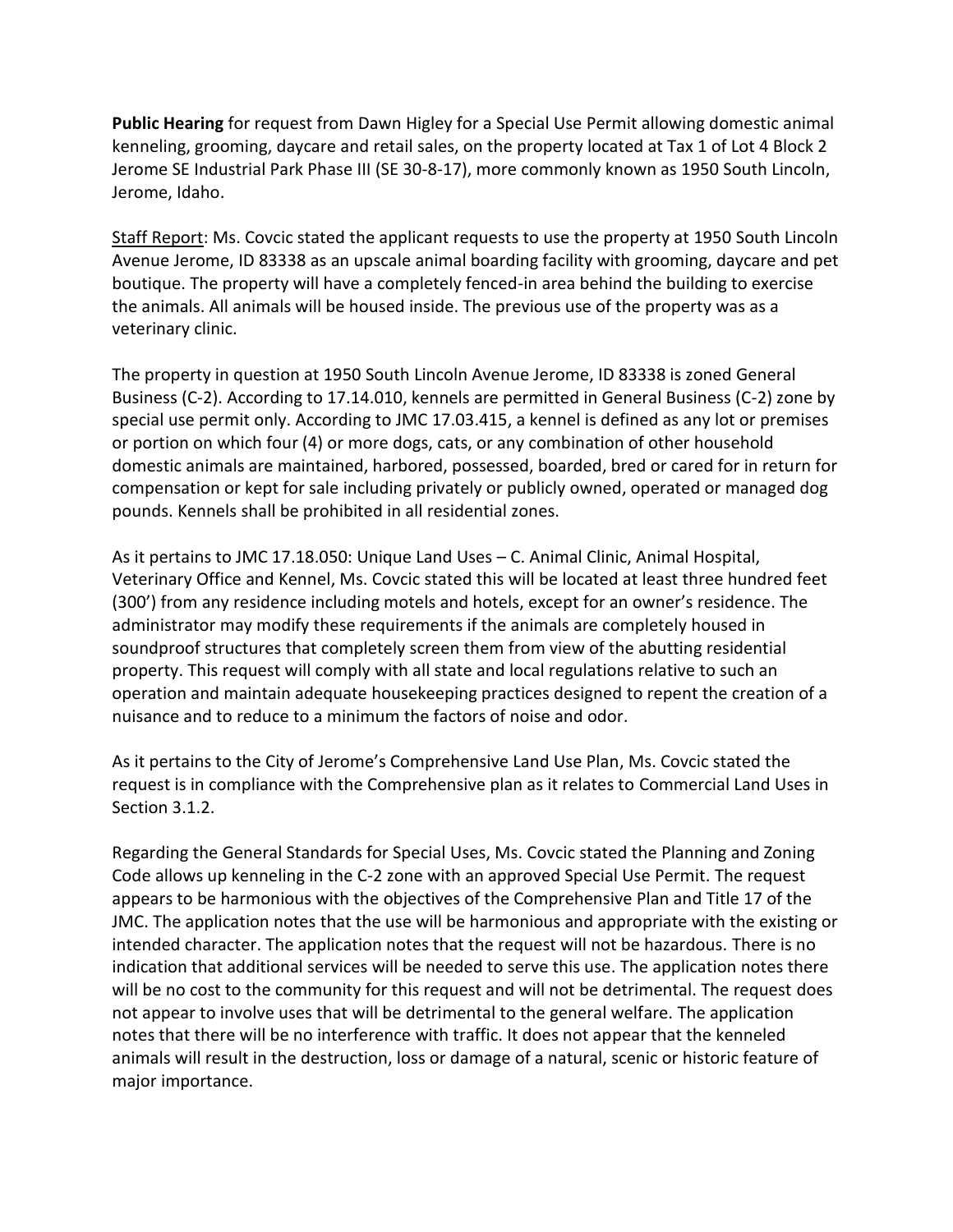**Public Hearing** for request from Dawn Higley for a Special Use Permit allowing domestic animal kenneling, grooming, daycare and retail sales, on the property located at Tax 1 of Lot 4 Block 2 Jerome SE Industrial Park Phase III (SE 30-8-17), more commonly known as 1950 South Lincoln, Jerome, Idaho.

Staff Report: Ms. Covcic stated the applicant requests to use the property at 1950 South Lincoln Avenue Jerome, ID 83338 as an upscale animal boarding facility with grooming, daycare and pet boutique. The property will have a completely fenced-in area behind the building to exercise the animals. All animals will be housed inside. The previous use of the property was as a veterinary clinic.

The property in question at 1950 South Lincoln Avenue Jerome, ID 83338 is zoned General Business (C-2). According to 17.14.010, kennels are permitted in General Business (C-2) zone by special use permit only. According to JMC 17.03.415, a kennel is defined as any lot or premises or portion on which four (4) or more dogs, cats, or any combination of other household domestic animals are maintained, harbored, possessed, boarded, bred or cared for in return for compensation or kept for sale including privately or publicly owned, operated or managed dog pounds. Kennels shall be prohibited in all residential zones.

As it pertains to JMC 17.18.050: Unique Land Uses – C. Animal Clinic, Animal Hospital, Veterinary Office and Kennel, Ms. Covcic stated this will be located at least three hundred feet (300') from any residence including motels and hotels, except for an owner's residence. The administrator may modify these requirements if the animals are completely housed in soundproof structures that completely screen them from view of the abutting residential property. This request will comply with all state and local regulations relative to such an operation and maintain adequate housekeeping practices designed to repent the creation of a nuisance and to reduce to a minimum the factors of noise and odor.

As it pertains to the City of Jerome's Comprehensive Land Use Plan, Ms. Covcic stated the request is in compliance with the Comprehensive plan as it relates to Commercial Land Uses in Section 3.1.2.

Regarding the General Standards for Special Uses, Ms. Covcic stated the Planning and Zoning Code allows up kenneling in the C-2 zone with an approved Special Use Permit. The request appears to be harmonious with the objectives of the Comprehensive Plan and Title 17 of the JMC. The application notes that the use will be harmonious and appropriate with the existing or intended character. The application notes that the request will not be hazardous. There is no indication that additional services will be needed to serve this use. The application notes there will be no cost to the community for this request and will not be detrimental. The request does not appear to involve uses that will be detrimental to the general welfare. The application notes that there will be no interference with traffic. It does not appear that the kenneled animals will result in the destruction, loss or damage of a natural, scenic or historic feature of major importance.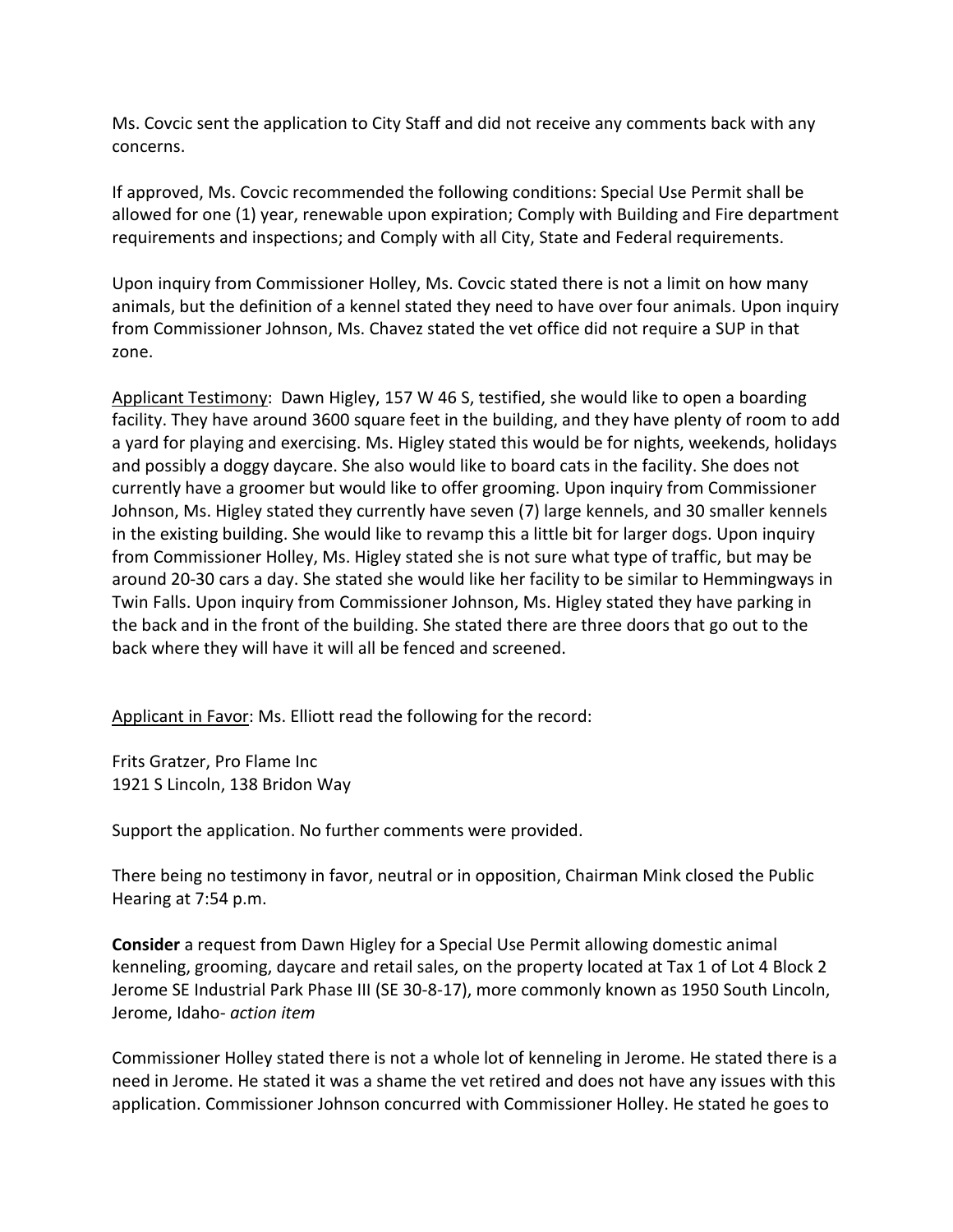Ms. Covcic sent the application to City Staff and did not receive any comments back with any concerns.

If approved, Ms. Covcic recommended the following conditions: Special Use Permit shall be allowed for one (1) year, renewable upon expiration; Comply with Building and Fire department requirements and inspections; and Comply with all City, State and Federal requirements.

Upon inquiry from Commissioner Holley, Ms. Covcic stated there is not a limit on how many animals, but the definition of a kennel stated they need to have over four animals. Upon inquiry from Commissioner Johnson, Ms. Chavez stated the vet office did not require a SUP in that zone.

Applicant Testimony: Dawn Higley, 157 W 46 S, testified, she would like to open a boarding facility. They have around 3600 square feet in the building, and they have plenty of room to add a yard for playing and exercising. Ms. Higley stated this would be for nights, weekends, holidays and possibly a doggy daycare. She also would like to board cats in the facility. She does not currently have a groomer but would like to offer grooming. Upon inquiry from Commissioner Johnson, Ms. Higley stated they currently have seven (7) large kennels, and 30 smaller kennels in the existing building. She would like to revamp this a little bit for larger dogs. Upon inquiry from Commissioner Holley, Ms. Higley stated she is not sure what type of traffic, but may be around 20-30 cars a day. She stated she would like her facility to be similar to Hemmingways in Twin Falls. Upon inquiry from Commissioner Johnson, Ms. Higley stated they have parking in the back and in the front of the building. She stated there are three doors that go out to the back where they will have it will all be fenced and screened.

Applicant in Favor: Ms. Elliott read the following for the record:

Frits Gratzer, Pro Flame Inc
1921 S Lincoln, 138 Bridon Way

Support the application. No further comments were provided.

There being no testimony in favor, neutral or in opposition, Chairman Mink closed the Public Hearing at 7:54 p.m.

**Consider** a request from Dawn Higley for a Special Use Permit allowing domestic animal kenneling, grooming, daycare and retail sales, on the property located at Tax 1 of Lot 4 Block 2 Jerome SE Industrial Park Phase III (SE 30-8-17), more commonly known as 1950 South Lincoln, Jerome, Idaho- *action item*

Commissioner Holley stated there is not a whole lot of kenneling in Jerome. He stated there is a need in Jerome. He stated it was a shame the vet retired and does not have any issues with this application. Commissioner Johnson concurred with Commissioner Holley. He stated he goes to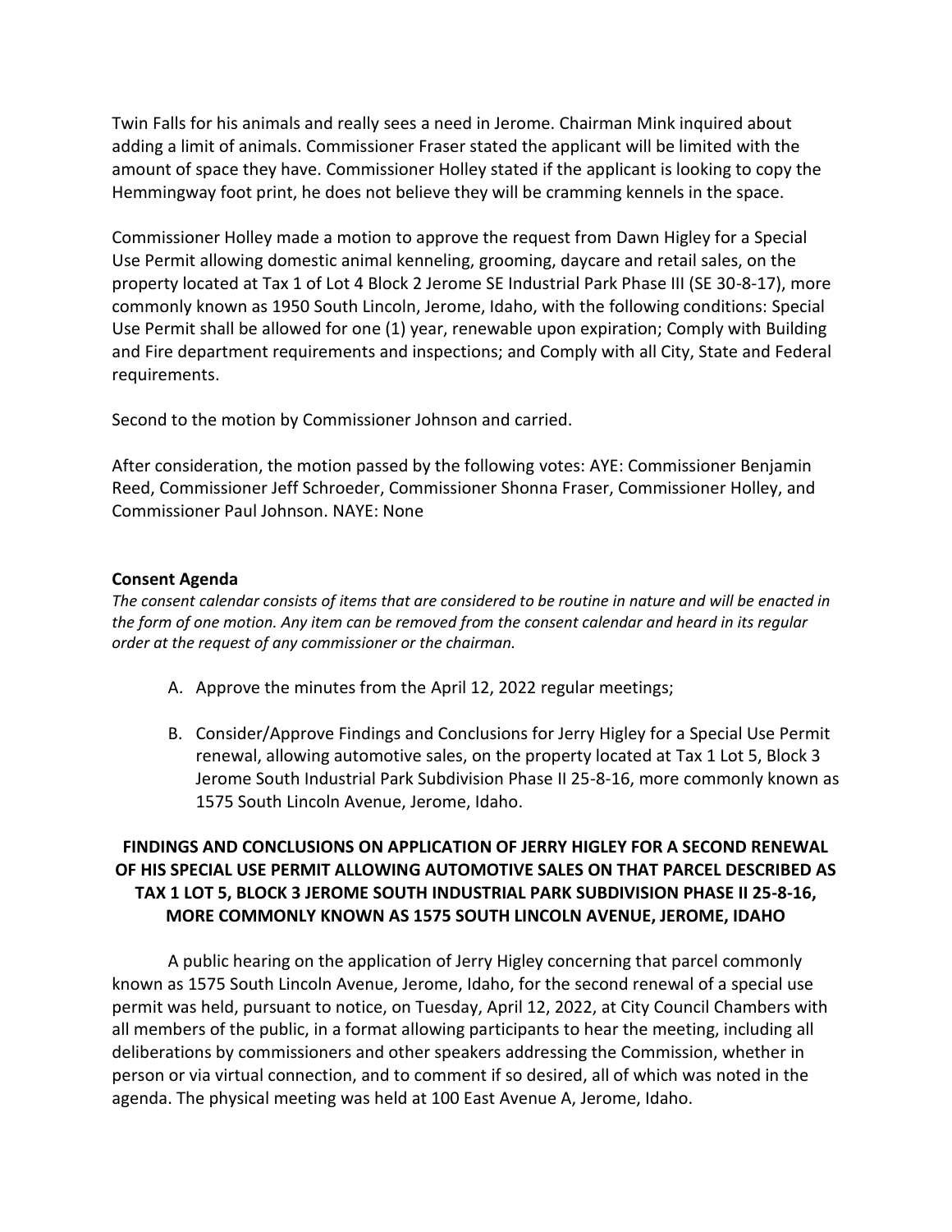Twin Falls for his animals and really sees a need in Jerome. Chairman Mink inquired about adding a limit of animals. Commissioner Fraser stated the applicant will be limited with the amount of space they have. Commissioner Holley stated if the applicant is looking to copy the Hemmingway foot print, he does not believe they will be cramming kennels in the space.

Commissioner Holley made a motion to approve the request from Dawn Higley for a Special Use Permit allowing domestic animal kenneling, grooming, daycare and retail sales, on the property located at Tax 1 of Lot 4 Block 2 Jerome SE Industrial Park Phase III (SE 30-8-17), more commonly known as 1950 South Lincoln, Jerome, Idaho, with the following conditions: Special Use Permit shall be allowed for one (1) year, renewable upon expiration; Comply with Building and Fire department requirements and inspections; and Comply with all City, State and Federal requirements.

Second to the motion by Commissioner Johnson and carried.

After consideration, the motion passed by the following votes: AYE: Commissioner Benjamin Reed, Commissioner Jeff Schroeder, Commissioner Shonna Fraser, Commissioner Holley, and Commissioner Paul Johnson. NAYE: None

**Consent Agenda**

*The consent calendar consists of items that are considered to be routine in nature and will be enacted in the form of one motion. Any item can be removed from the consent calendar and heard in its regular order at the request of any commissioner or the chairman.*

A. Approve the minutes from the April 12, 2022 regular meetings;

B. Consider/Approve Findings and Conclusions for Jerry Higley for a Special Use Permit renewal, allowing automotive sales, on the property located at Tax 1 Lot 5, Block 3 Jerome South Industrial Park Subdivision Phase II 25-8-16, more commonly known as 1575 South Lincoln Avenue, Jerome, Idaho.

**FINDINGS AND CONCLUSIONS ON APPLICATION OF JERRY HIGLEY FOR A SECOND RENEWAL OF HIS SPECIAL USE PERMIT ALLOWING AUTOMOTIVE SALES ON THAT PARCEL DESCRIBED AS TAX 1 LOT 5, BLOCK 3 JEROME SOUTH INDUSTRIAL PARK SUBDIVISION PHASE II 25-8-16, MORE COMMONLY KNOWN AS 1575 SOUTH LINCOLN AVENUE, JEROME, IDAHO**

A public hearing on the application of Jerry Higley concerning that parcel commonly known as 1575 South Lincoln Avenue, Jerome, Idaho, for the second renewal of a special use permit was held, pursuant to notice, on Tuesday, April 12, 2022, at City Council Chambers with all members of the public, in a format allowing participants to hear the meeting, including all deliberations by commissioners and other speakers addressing the Commission, whether in person or via virtual connection, and to comment if so desired, all of which was noted in the agenda. The physical meeting was held at 100 East Avenue A, Jerome, Idaho.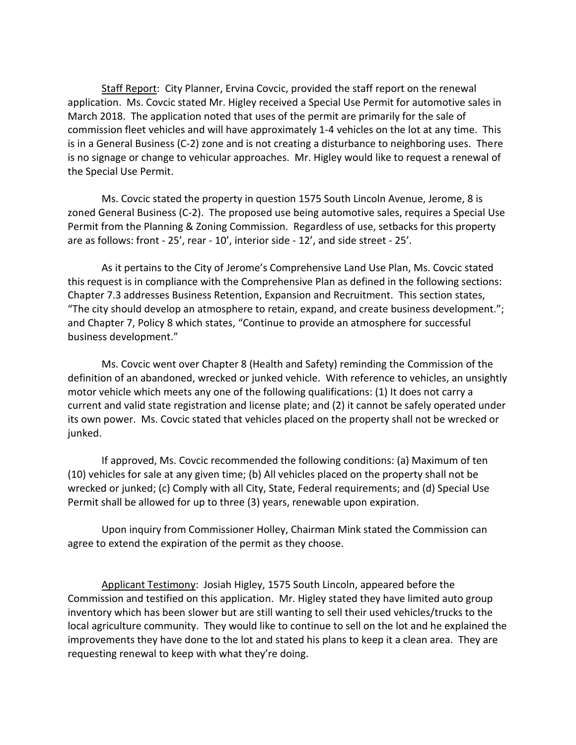Staff Report: City Planner, Ervina Covcic, provided the staff report on the renewal application. Ms. Covcic stated Mr. Higley received a Special Use Permit for automotive sales in March 2018. The application noted that uses of the permit are primarily for the sale of commission fleet vehicles and will have approximately 1-4 vehicles on the lot at any time. This is in a General Business (C-2) zone and is not creating a disturbance to neighboring uses. There is no signage or change to vehicular approaches. Mr. Higley would like to request a renewal of the Special Use Permit.

Ms. Covcic stated the property in question 1575 South Lincoln Avenue, Jerome, 8 is zoned General Business (C-2). The proposed use being automotive sales, requires a Special Use Permit from the Planning & Zoning Commission. Regardless of use, setbacks for this property are as follows: front - 25', rear - 10', interior side - 12', and side street - 25'.

As it pertains to the City of Jerome's Comprehensive Land Use Plan, Ms. Covcic stated this request is in compliance with the Comprehensive Plan as defined in the following sections: Chapter 7.3 addresses Business Retention, Expansion and Recruitment. This section states, "The city should develop an atmosphere to retain, expand, and create business development."; and Chapter 7, Policy 8 which states, "Continue to provide an atmosphere for successful business development."

Ms. Covcic went over Chapter 8 (Health and Safety) reminding the Commission of the definition of an abandoned, wrecked or junked vehicle. With reference to vehicles, an unsightly motor vehicle which meets any one of the following qualifications: (1) It does not carry a current and valid state registration and license plate; and (2) it cannot be safely operated under its own power. Ms. Covcic stated that vehicles placed on the property shall not be wrecked or junked.

If approved, Ms. Covcic recommended the following conditions: (a) Maximum of ten (10) vehicles for sale at any given time; (b) All vehicles placed on the property shall not be wrecked or junked; (c) Comply with all City, State, Federal requirements; and (d) Special Use Permit shall be allowed for up to three (3) years, renewable upon expiration.

Upon inquiry from Commissioner Holley, Chairman Mink stated the Commission can agree to extend the expiration of the permit as they choose.

Applicant Testimony: Josiah Higley, 1575 South Lincoln, appeared before the Commission and testified on this application. Mr. Higley stated they have limited auto group inventory which has been slower but are still wanting to sell their used vehicles/trucks to the local agriculture community. They would like to continue to sell on the lot and he explained the improvements they have done to the lot and stated his plans to keep it a clean area. They are requesting renewal to keep with what they're doing.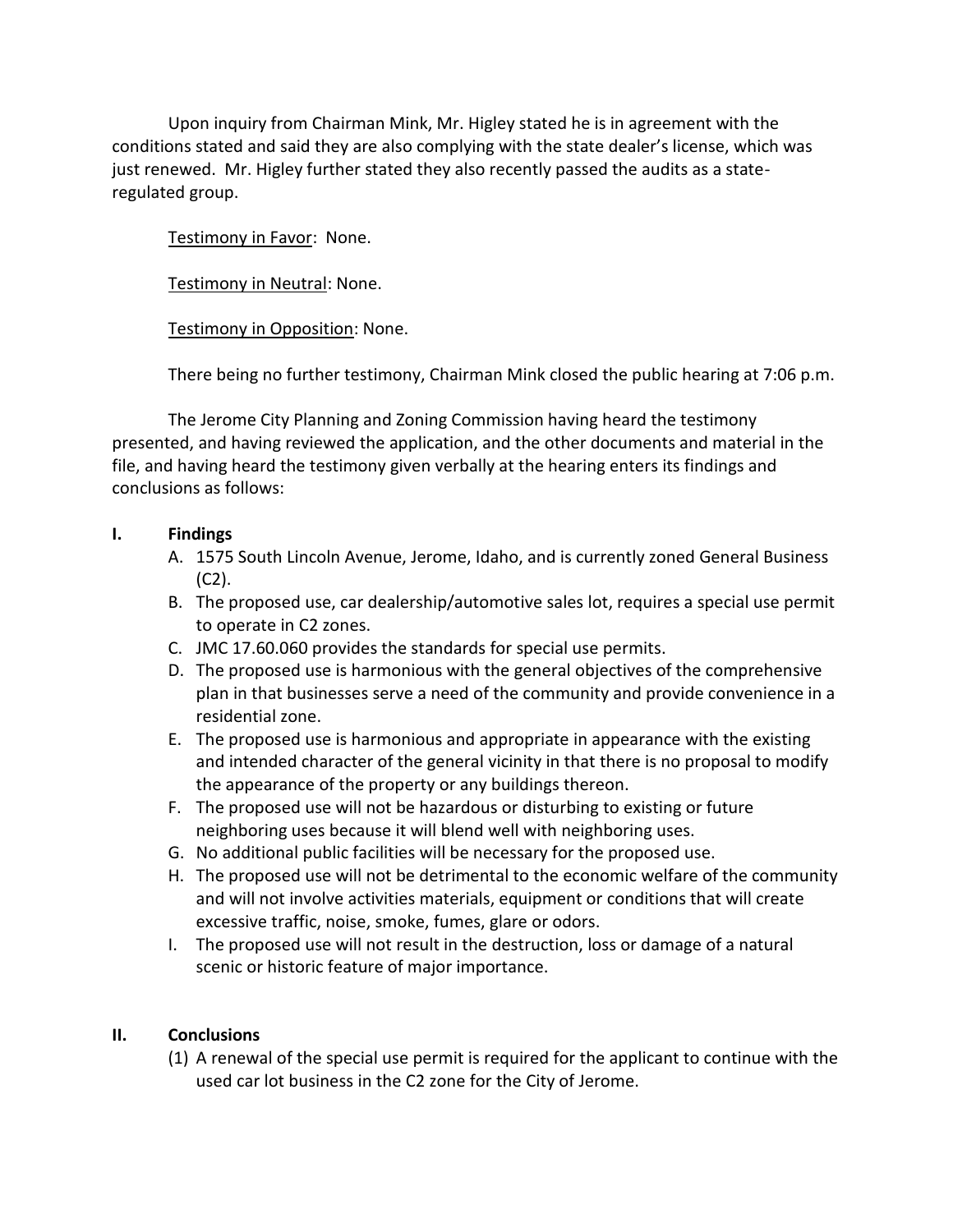Upon inquiry from Chairman Mink, Mr. Higley stated he is in agreement with the conditions stated and said they are also complying with the state dealer's license, which was just renewed. Mr. Higley further stated they also recently passed the audits as a state-regulated group.

Testimony in Favor: None.

Testimony in Neutral: None.

Testimony in Opposition: None.

There being no further testimony, Chairman Mink closed the public hearing at 7:06 p.m.

The Jerome City Planning and Zoning Commission having heard the testimony presented, and having reviewed the application, and the other documents and material in the file, and having heard the testimony given verbally at the hearing enters its findings and conclusions as follows:

**I. Findings**

A. 1575 South Lincoln Avenue, Jerome, Idaho, and is currently zoned General Business (C2).

B. The proposed use, car dealership/automotive sales lot, requires a special use permit to operate in C2 zones.

C. JMC 17.60.060 provides the standards for special use permits.

D. The proposed use is harmonious with the general objectives of the comprehensive plan in that businesses serve a need of the community and provide convenience in a residential zone.

E. The proposed use is harmonious and appropriate in appearance with the existing and intended character of the general vicinity in that there is no proposal to modify the appearance of the property or any buildings thereon.

F. The proposed use will not be hazardous or disturbing to existing or future neighboring uses because it will blend well with neighboring uses.

G. No additional public facilities will be necessary for the proposed use.

H. The proposed use will not be detrimental to the economic welfare of the community and will not involve activities materials, equipment or conditions that will create excessive traffic, noise, smoke, fumes, glare or odors.

I. The proposed use will not result in the destruction, loss or damage of a natural scenic or historic feature of major importance.

**II. Conclusions**

(1) A renewal of the special use permit is required for the applicant to continue with the used car lot business in the C2 zone for the City of Jerome.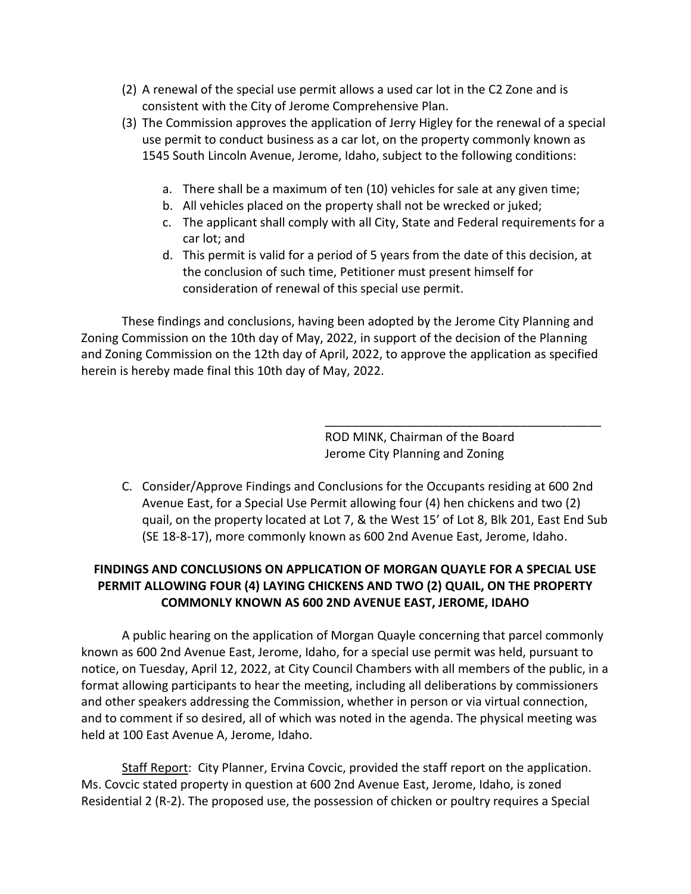(2) A renewal of the special use permit allows a used car lot in the C2 Zone and is consistent with the City of Jerome Comprehensive Plan.
(3) The Commission approves the application of Jerry Higley for the renewal of a special use permit to conduct business as a car lot, on the property commonly known as 1545 South Lincoln Avenue, Jerome, Idaho, subject to the following conditions:

   a. There shall be a maximum of ten (10) vehicles for sale at any given time;
   b. All vehicles placed on the property shall not be wrecked or juked;
   c. The applicant shall comply with all City, State and Federal requirements for a car lot; and
   d. This permit is valid for a period of 5 years from the date of this decision, at the conclusion of such time, Petitioner must present himself for consideration of renewal of this special use permit.

These findings and conclusions, having been adopted by the Jerome City Planning and Zoning Commission on the 10th day of May, 2022, in support of the decision of the Planning and Zoning Commission on the 12th day of April, 2022, to approve the application as specified herein is hereby made final this 10th day of May, 2022.

\_\_\_\_\_\_\_\_\_\_\_\_\_\_\_\_\_\_\_\_\_\_\_\_\_\_\_\_\_\_\_\_\_\_\_\_\_\_\_\_

ROD MINK, Chairman of the Board
Jerome City Planning and Zoning

C. Consider/Approve Findings and Conclusions for the Occupants residing at 600 2nd Avenue East, for a Special Use Permit allowing four (4) hen chickens and two (2) quail, on the property located at Lot 7, & the West 15' of Lot 8, Blk 201, East End Sub (SE 18-8-17), more commonly known as 600 2nd Avenue East, Jerome, Idaho.

**FINDINGS AND CONCLUSIONS ON APPLICATION OF MORGAN QUAYLE FOR A SPECIAL USE PERMIT ALLOWING FOUR (4) LAYING CHICKENS AND TWO (2) QUAIL, ON THE PROPERTY COMMONLY KNOWN AS 600 2ND AVENUE EAST, JEROME, IDAHO**

A public hearing on the application of Morgan Quayle concerning that parcel commonly known as 600 2nd Avenue East, Jerome, Idaho, for a special use permit was held, pursuant to notice, on Tuesday, April 12, 2022, at City Council Chambers with all members of the public, in a format allowing participants to hear the meeting, including all deliberations by commissioners and other speakers addressing the Commission, whether in person or via virtual connection, and to comment if so desired, all of which was noted in the agenda. The physical meeting was held at 100 East Avenue A, Jerome, Idaho.

Staff Report: City Planner, Ervina Covcic, provided the staff report on the application. Ms. Covcic stated property in question at 600 2nd Avenue East, Jerome, Idaho, is zoned Residential 2 (R-2). The proposed use, the possession of chicken or poultry requires a Special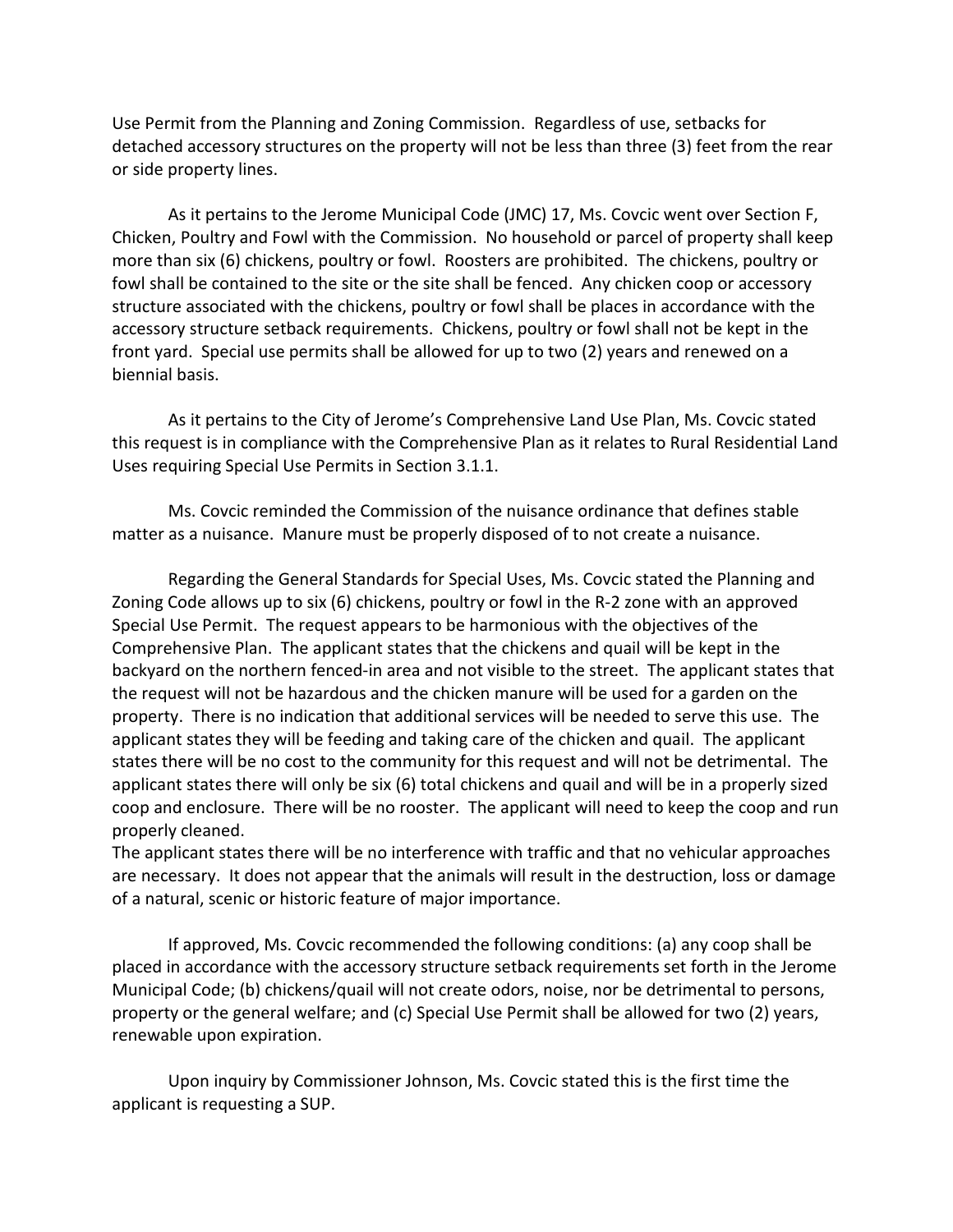Use Permit from the Planning and Zoning Commission. Regardless of use, setbacks for detached accessory structures on the property will not be less than three (3) feet from the rear or side property lines.

As it pertains to the Jerome Municipal Code (JMC) 17, Ms. Covcic went over Section F, Chicken, Poultry and Fowl with the Commission. No household or parcel of property shall keep more than six (6) chickens, poultry or fowl. Roosters are prohibited. The chickens, poultry or fowl shall be contained to the site or the site shall be fenced. Any chicken coop or accessory structure associated with the chickens, poultry or fowl shall be places in accordance with the accessory structure setback requirements. Chickens, poultry or fowl shall not be kept in the front yard. Special use permits shall be allowed for up to two (2) years and renewed on a biennial basis.

As it pertains to the City of Jerome's Comprehensive Land Use Plan, Ms. Covcic stated this request is in compliance with the Comprehensive Plan as it relates to Rural Residential Land Uses requiring Special Use Permits in Section 3.1.1.

Ms. Covcic reminded the Commission of the nuisance ordinance that defines stable matter as a nuisance. Manure must be properly disposed of to not create a nuisance.

Regarding the General Standards for Special Uses, Ms. Covcic stated the Planning and Zoning Code allows up to six (6) chickens, poultry or fowl in the R-2 zone with an approved Special Use Permit. The request appears to be harmonious with the objectives of the Comprehensive Plan. The applicant states that the chickens and quail will be kept in the backyard on the northern fenced-in area and not visible to the street. The applicant states that the request will not be hazardous and the chicken manure will be used for a garden on the property. There is no indication that additional services will be needed to serve this use. The applicant states they will be feeding and taking care of the chicken and quail. The applicant states there will be no cost to the community for this request and will not be detrimental. The applicant states there will only be six (6) total chickens and quail and will be in a properly sized coop and enclosure. There will be no rooster. The applicant will need to keep the coop and run properly cleaned.
The applicant states there will be no interference with traffic and that no vehicular approaches are necessary. It does not appear that the animals will result in the destruction, loss or damage of a natural, scenic or historic feature of major importance.

If approved, Ms. Covcic recommended the following conditions: (a) any coop shall be placed in accordance with the accessory structure setback requirements set forth in the Jerome Municipal Code; (b) chickens/quail will not create odors, noise, nor be detrimental to persons, property or the general welfare; and (c) Special Use Permit shall be allowed for two (2) years, renewable upon expiration.

Upon inquiry by Commissioner Johnson, Ms. Covcic stated this is the first time the applicant is requesting a SUP.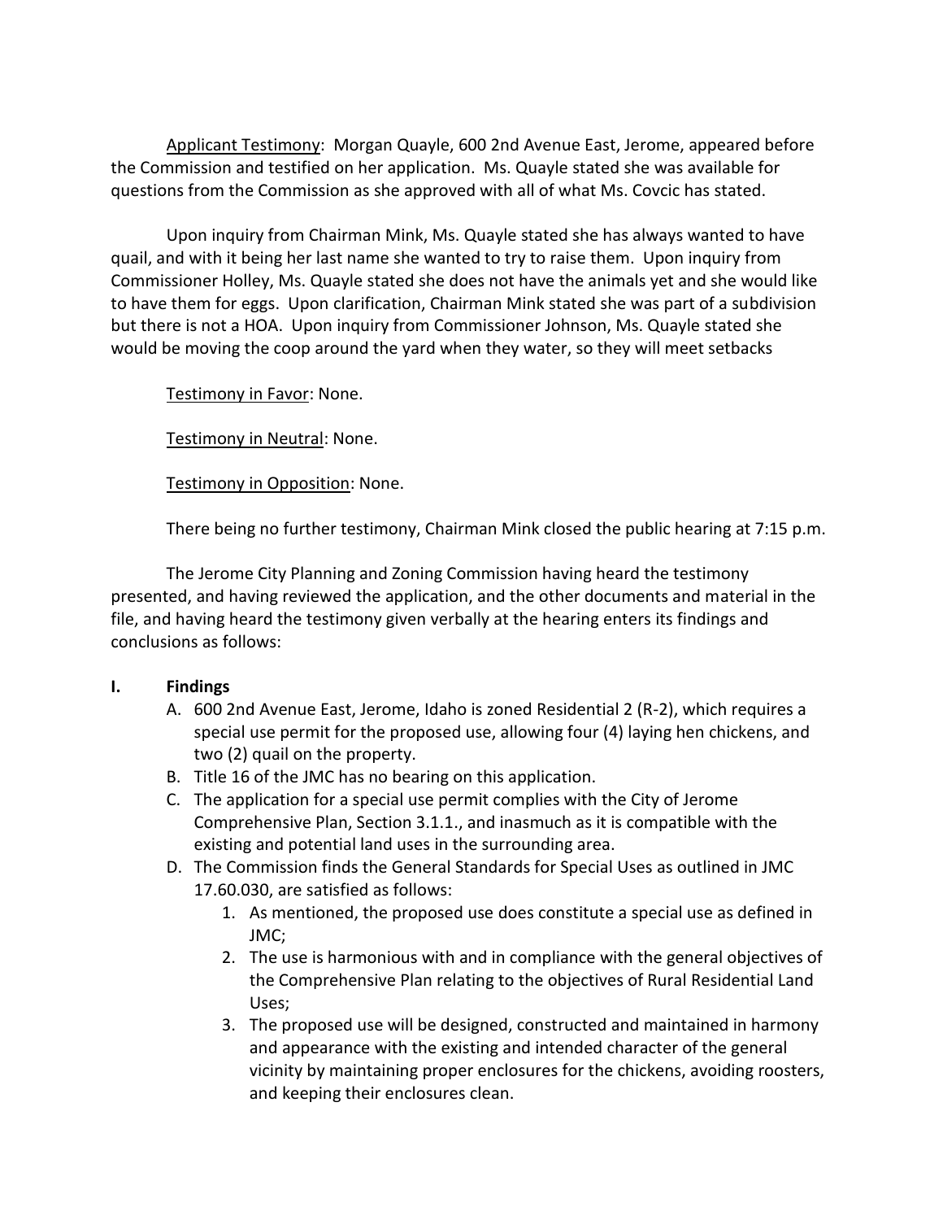Applicant Testimony: Morgan Quayle, 600 2nd Avenue East, Jerome, appeared before the Commission and testified on her application. Ms. Quayle stated she was available for questions from the Commission as she approved with all of what Ms. Covcic has stated.

Upon inquiry from Chairman Mink, Ms. Quayle stated she has always wanted to have quail, and with it being her last name she wanted to try to raise them. Upon inquiry from Commissioner Holley, Ms. Quayle stated she does not have the animals yet and she would like to have them for eggs. Upon clarification, Chairman Mink stated she was part of a subdivision but there is not a HOA. Upon inquiry from Commissioner Johnson, Ms. Quayle stated she would be moving the coop around the yard when they water, so they will meet setbacks

Testimony in Favor: None.

Testimony in Neutral: None.

Testimony in Opposition: None.

There being no further testimony, Chairman Mink closed the public hearing at 7:15 p.m.

The Jerome City Planning and Zoning Commission having heard the testimony presented, and having reviewed the application, and the other documents and material in the file, and having heard the testimony given verbally at the hearing enters its findings and conclusions as follows:

**I. Findings**

A. 600 2nd Avenue East, Jerome, Idaho is zoned Residential 2 (R-2), which requires a special use permit for the proposed use, allowing four (4) laying hen chickens, and two (2) quail on the property.

B. Title 16 of the JMC has no bearing on this application.

C. The application for a special use permit complies with the City of Jerome Comprehensive Plan, Section 3.1.1., and inasmuch as it is compatible with the existing and potential land uses in the surrounding area.

D. The Commission finds the General Standards for Special Uses as outlined in JMC 17.60.030, are satisfied as follows:

1. As mentioned, the proposed use does constitute a special use as defined in JMC;
2. The use is harmonious with and in compliance with the general objectives of the Comprehensive Plan relating to the objectives of Rural Residential Land Uses;
3. The proposed use will be designed, constructed and maintained in harmony and appearance with the existing and intended character of the general vicinity by maintaining proper enclosures for the chickens, avoiding roosters, and keeping their enclosures clean.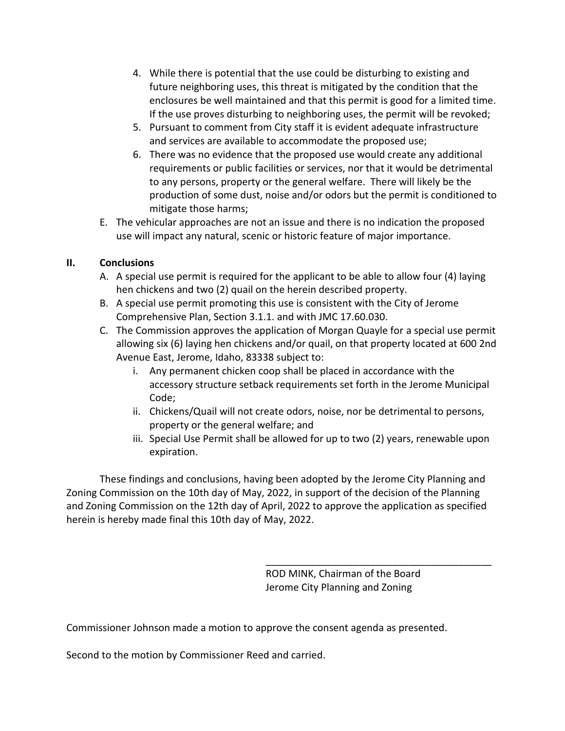4. While there is potential that the use could be disturbing to existing and future neighboring uses, this threat is mitigated by the condition that the enclosures be well maintained and that this permit is good for a limited time. If the use proves disturbing to neighboring uses, the permit will be revoked;
5. Pursuant to comment from City staff it is evident adequate infrastructure and services are available to accommodate the proposed use;
6. There was no evidence that the proposed use would create any additional requirements or public facilities or services, nor that it would be detrimental to any persons, property or the general welfare. There will likely be the production of some dust, noise and/or odors but the permit is conditioned to mitigate those harms;

E. The vehicular approaches are not an issue and there is no indication the proposed use will impact any natural, scenic or historic feature of major importance.

## II. Conclusions

A. A special use permit is required for the applicant to be able to allow four (4) laying hen chickens and two (2) quail on the herein described property.

B. A special use permit promoting this use is consistent with the City of Jerome Comprehensive Plan, Section 3.1.1. and with JMC 17.60.030.

C. The Commission approves the application of Morgan Quayle for a special use permit allowing six (6) laying hen chickens and/or quail, on that property located at 600 2nd Avenue East, Jerome, Idaho, 83338 subject to:

   i. Any permanent chicken coop shall be placed in accordance with the accessory structure setback requirements set forth in the Jerome Municipal Code;
   ii. Chickens/Quail will not create odors, noise, nor be detrimental to persons, property or the general welfare; and
   iii. Special Use Permit shall be allowed for up to two (2) years, renewable upon expiration.

These findings and conclusions, having been adopted by the Jerome City Planning and Zoning Commission on the 10th day of May, 2022, in support of the decision of the Planning and Zoning Commission on the 12th day of April, 2022 to approve the application as specified herein is hereby made final this 10th day of May, 2022.

\_\_\_\_\_\_\_\_\_\_\_\_\_\_\_\_\_\_\_\_\_\_\_\_\_\_\_\_\_\_\_\_\_\_\_\_\_\_\_\_\_\_

ROD MINK, Chairman of the Board
Jerome City Planning and Zoning

Commissioner Johnson made a motion to approve the consent agenda as presented.

Second to the motion by Commissioner Reed and carried.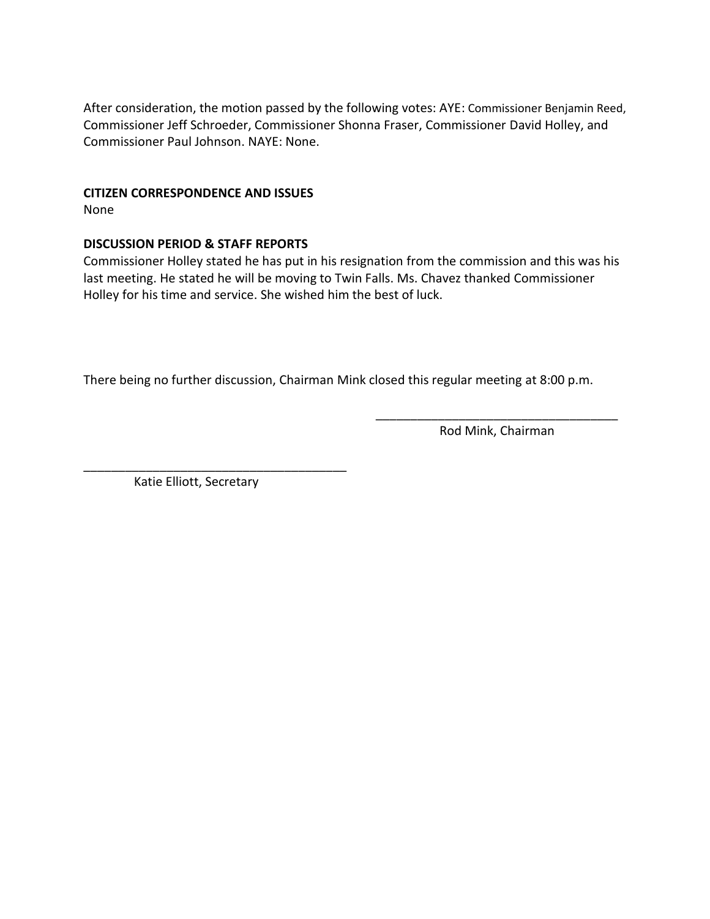After consideration, the motion passed by the following votes: AYE: Commissioner Benjamin Reed, Commissioner Jeff Schroeder, Commissioner Shonna Fraser, Commissioner David Holley, and Commissioner Paul Johnson. NAYE: None.

**CITIZEN CORRESPONDENCE AND ISSUES**

None

**DISCUSSION PERIOD & STAFF REPORTS**

Commissioner Holley stated he has put in his resignation from the commission and this was his last meeting. He stated he will be moving to Twin Falls. Ms. Chavez thanked Commissioner Holley for his time and service. She wished him the best of luck.

There being no further discussion, Chairman Mink closed this regular meeting at 8:00 p.m.

\_\_\_\_\_\_\_\_\_\_\_\_\_\_\_\_\_\_\_\_\_\_\_\_\_\_\_\_\_\_\_\_\_\_\_\_

Rod Mink, Chairman

\_\_\_\_\_\_\_\_\_\_\_\_\_\_\_\_\_\_\_\_\_\_\_\_\_\_\_\_\_\_\_\_\_\_\_\_

Katie Elliott, Secretary